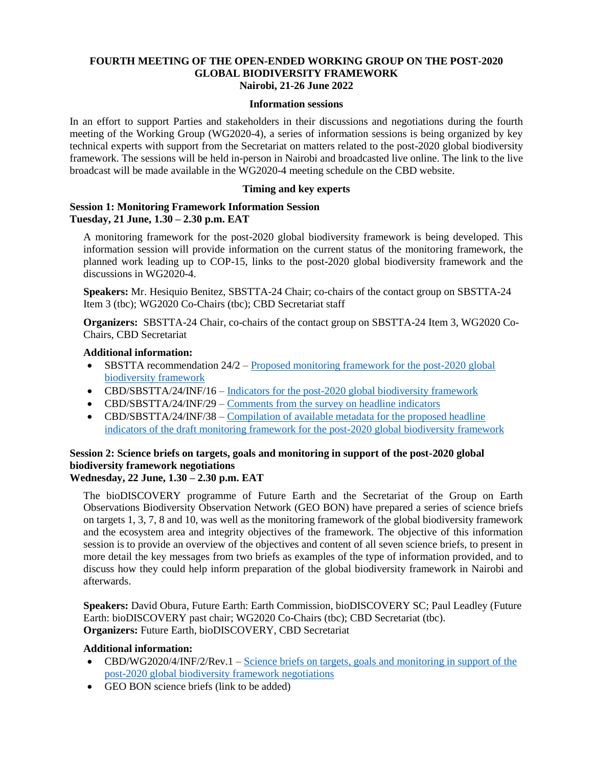**FOURTH MEETING OF THE OPEN-ENDED WORKING GROUP ON THE POST-2020 GLOBAL BIODIVERSITY FRAMEWORK**
**Nairobi, 21-26 June 2022**

**Information sessions**

In an effort to support Parties and stakeholders in their discussions and negotiations during the fourth meeting of the Working Group (WG2020-4), a series of information sessions is being organized by key technical experts with support from the Secretariat on matters related to the post-2020 global biodiversity framework. The sessions will be held in-person in Nairobi and broadcasted live online. The link to the live broadcast will be made available in the WG2020-4 meeting schedule on the CBD website.

**Timing and key experts**

**Session 1: Monitoring Framework Information Session**
**Tuesday, 21 June, 1.30 – 2.30 p.m. EAT**

A monitoring framework for the post-2020 global biodiversity framework is being developed. This information session will provide information on the current status of the monitoring framework, the planned work leading up to COP-15, links to the post-2020 global biodiversity framework and the discussions in WG2020-4.

**Speakers:** Mr. Hesiquio Benitez, SBSTTA-24 Chair; co-chairs of the contact group on SBSTTA-24 Item 3 (tbc); WG2020 Co-Chairs (tbc); CBD Secretariat staff

**Organizers:** SBSTTA-24 Chair, co-chairs of the contact group on SBSTTA-24 Item 3, WG2020 Co-Chairs, CBD Secretariat

**Additional information:**

- SBSTTA recommendation 24/2 – Proposed monitoring framework for the post-2020 global biodiversity framework
- CBD/SBSTTA/24/INF/16 – Indicators for the post-2020 global biodiversity framework
- CBD/SBSTTA/24/INF/29 – Comments from the survey on headline indicators
- CBD/SBSTTA/24/INF/38 – Compilation of available metadata for the proposed headline indicators of the draft monitoring framework for the post-2020 global biodiversity framework

**Session 2: Science briefs on targets, goals and monitoring in support of the post-2020 global biodiversity framework negotiations**
**Wednesday, 22 June, 1.30 – 2.30 p.m. EAT**

The bioDISCOVERY programme of Future Earth and the Secretariat of the Group on Earth Observations Biodiversity Observation Network (GEO BON) have prepared a series of science briefs on targets 1, 3, 7, 8 and 10, was well as the monitoring framework of the global biodiversity framework and the ecosystem area and integrity objectives of the framework. The objective of this information session is to provide an overview of the objectives and content of all seven science briefs, to present in more detail the key messages from two briefs as examples of the type of information provided, and to discuss how they could help inform preparation of the global biodiversity framework in Nairobi and afterwards.

**Speakers:** David Obura, Future Earth: Earth Commission, bioDISCOVERY SC; Paul Leadley (Future Earth: bioDISCOVERY past chair; WG2020 Co-Chairs (tbc); CBD Secretariat (tbc).
**Organizers:** Future Earth, bioDISCOVERY, CBD Secretariat

**Additional information:**

- CBD/WG2020/4/INF/2/Rev.1 – Science briefs on targets, goals and monitoring in support of the post-2020 global biodiversity framework negotiations
- GEO BON science briefs (link to be added)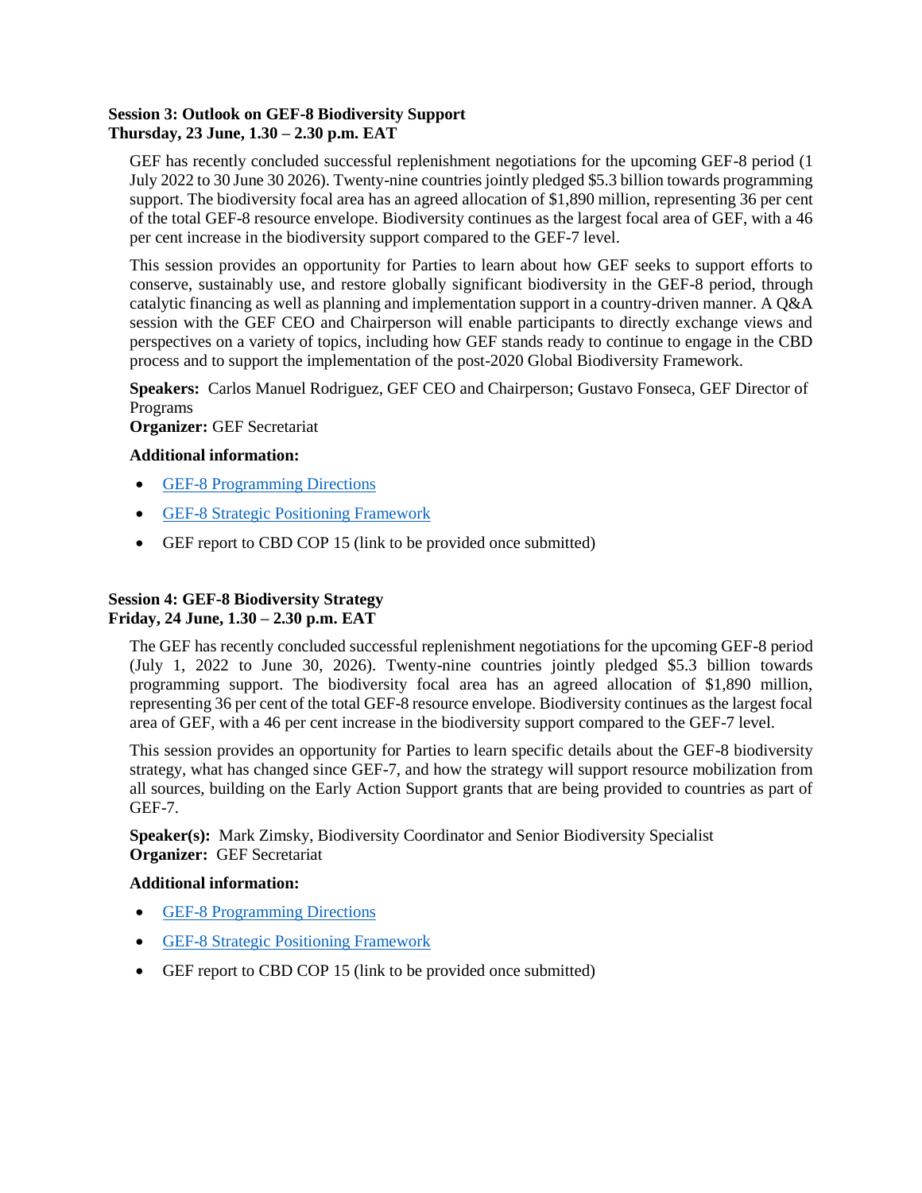**Session 3: Outlook on GEF-8 Biodiversity Support**
**Thursday, 23 June, 1.30 – 2.30 p.m. EAT**

GEF has recently concluded successful replenishment negotiations for the upcoming GEF-8 period (1 July 2022 to 30 June 30 2026). Twenty-nine countries jointly pledged $5.3 billion towards programming support. The biodiversity focal area has an agreed allocation of $1,890 million, representing 36 per cent of the total GEF-8 resource envelope. Biodiversity continues as the largest focal area of GEF, with a 46 per cent increase in the biodiversity support compared to the GEF-7 level.

This session provides an opportunity for Parties to learn about how GEF seeks to support efforts to conserve, sustainably use, and restore globally significant biodiversity in the GEF-8 period, through catalytic financing as well as planning and implementation support in a country-driven manner. A Q&A session with the GEF CEO and Chairperson will enable participants to directly exchange views and perspectives on a variety of topics, including how GEF stands ready to continue to engage in the CBD process and to support the implementation of the post-2020 Global Biodiversity Framework.

**Speakers:** Carlos Manuel Rodriguez, GEF CEO and Chairperson; Gustavo Fonseca, GEF Director of Programs
**Organizer:** GEF Secretariat

**Additional information:**

- GEF-8 Programming Directions
- GEF-8 Strategic Positioning Framework
- GEF report to CBD COP 15 (link to be provided once submitted)

**Session 4: GEF-8 Biodiversity Strategy**
**Friday, 24 June, 1.30 – 2.30 p.m. EAT**

The GEF has recently concluded successful replenishment negotiations for the upcoming GEF-8 period (July 1, 2022 to June 30, 2026). Twenty-nine countries jointly pledged $5.3 billion towards programming support. The biodiversity focal area has an agreed allocation of $1,890 million, representing 36 per cent of the total GEF-8 resource envelope. Biodiversity continues as the largest focal area of GEF, with a 46 per cent increase in the biodiversity support compared to the GEF-7 level.

This session provides an opportunity for Parties to learn specific details about the GEF-8 biodiversity strategy, what has changed since GEF-7, and how the strategy will support resource mobilization from all sources, building on the Early Action Support grants that are being provided to countries as part of GEF-7.

**Speaker(s):** Mark Zimsky, Biodiversity Coordinator and Senior Biodiversity Specialist
**Organizer:** GEF Secretariat

**Additional information:**

- GEF-8 Programming Directions
- GEF-8 Strategic Positioning Framework
- GEF report to CBD COP 15 (link to be provided once submitted)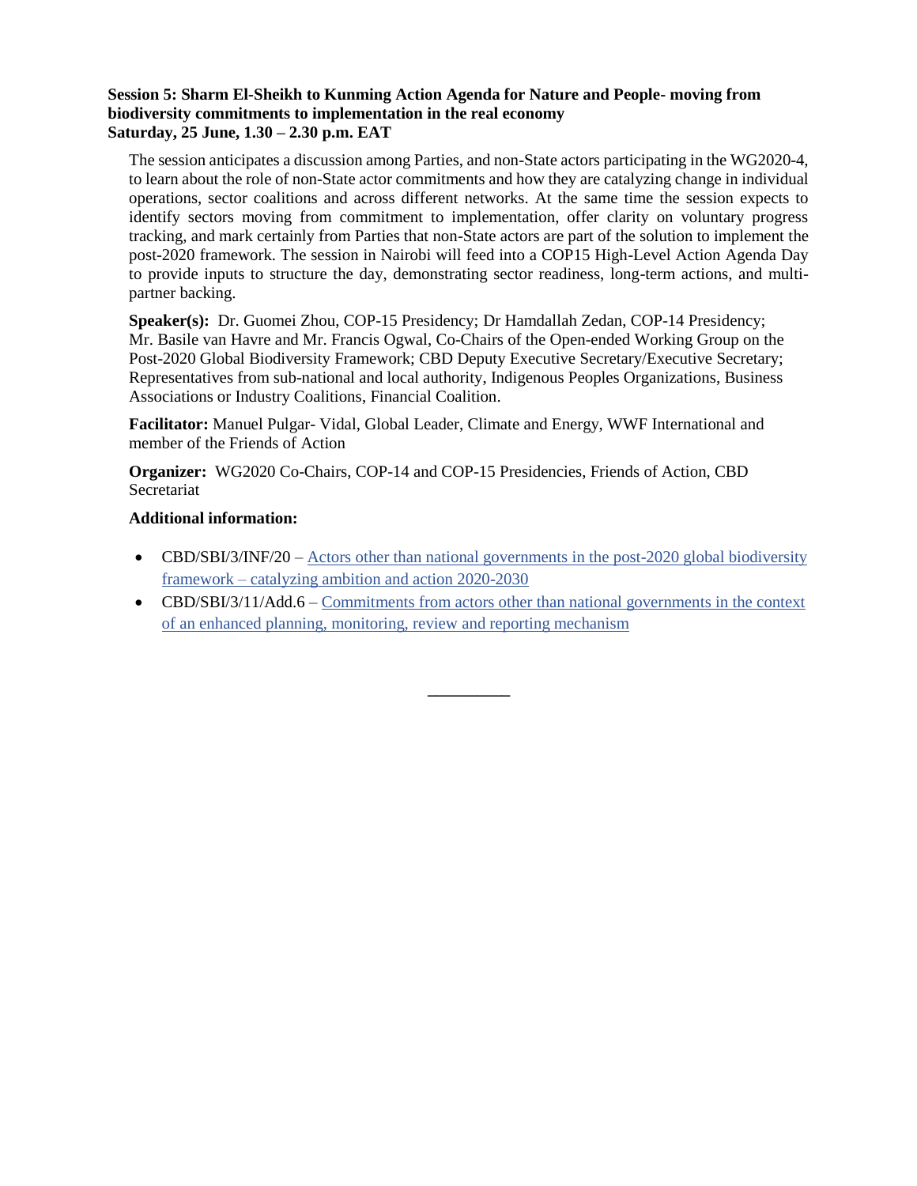**Session 5: Sharm El-Sheikh to Kunming Action Agenda for Nature and People- moving from biodiversity commitments to implementation in the real economy**
**Saturday, 25 June, 1.30 – 2.30 p.m. EAT**

The session anticipates a discussion among Parties, and non-State actors participating in the WG2020-4, to learn about the role of non-State actor commitments and how they are catalyzing change in individual operations, sector coalitions and across different networks. At the same time the session expects to identify sectors moving from commitment to implementation, offer clarity on voluntary progress tracking, and mark certainly from Parties that non-State actors are part of the solution to implement the post-2020 framework. The session in Nairobi will feed into a COP15 High-Level Action Agenda Day to provide inputs to structure the day, demonstrating sector readiness, long-term actions, and multi-partner backing.

**Speaker(s):** Dr. Guomei Zhou, COP-15 Presidency; Dr Hamdallah Zedan, COP-14 Presidency; Mr. Basile van Havre and Mr. Francis Ogwal, Co-Chairs of the Open-ended Working Group on the Post-2020 Global Biodiversity Framework; CBD Deputy Executive Secretary/Executive Secretary; Representatives from sub-national and local authority, Indigenous Peoples Organizations, Business Associations or Industry Coalitions, Financial Coalition.

**Facilitator:** Manuel Pulgar- Vidal, Global Leader, Climate and Energy, WWF International and member of the Friends of Action

**Organizer:** WG2020 Co-Chairs, COP-14 and COP-15 Presidencies, Friends of Action, CBD Secretariat

**Additional information:**

- CBD/SBI/3/INF/20 – Actors other than national governments in the post-2020 global biodiversity framework – catalyzing ambition and action 2020-2030
- CBD/SBI/3/11/Add.6 – Commitments from actors other than national governments in the context of an enhanced planning, monitoring, review and reporting mechanism

__________